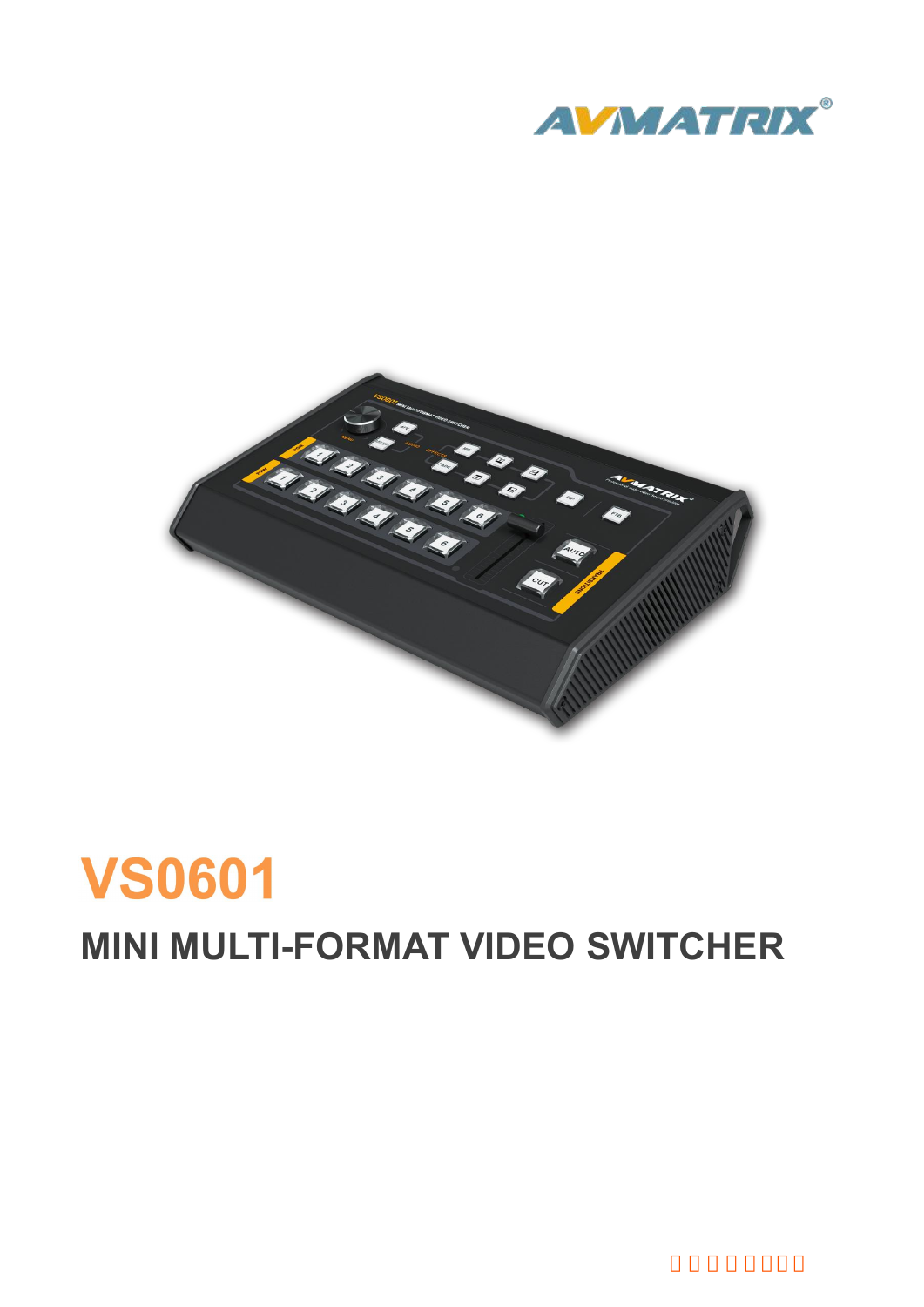AVMATRIX®

# VS0601

## MINI MULTI-FORMAT VIDEO SWITCHER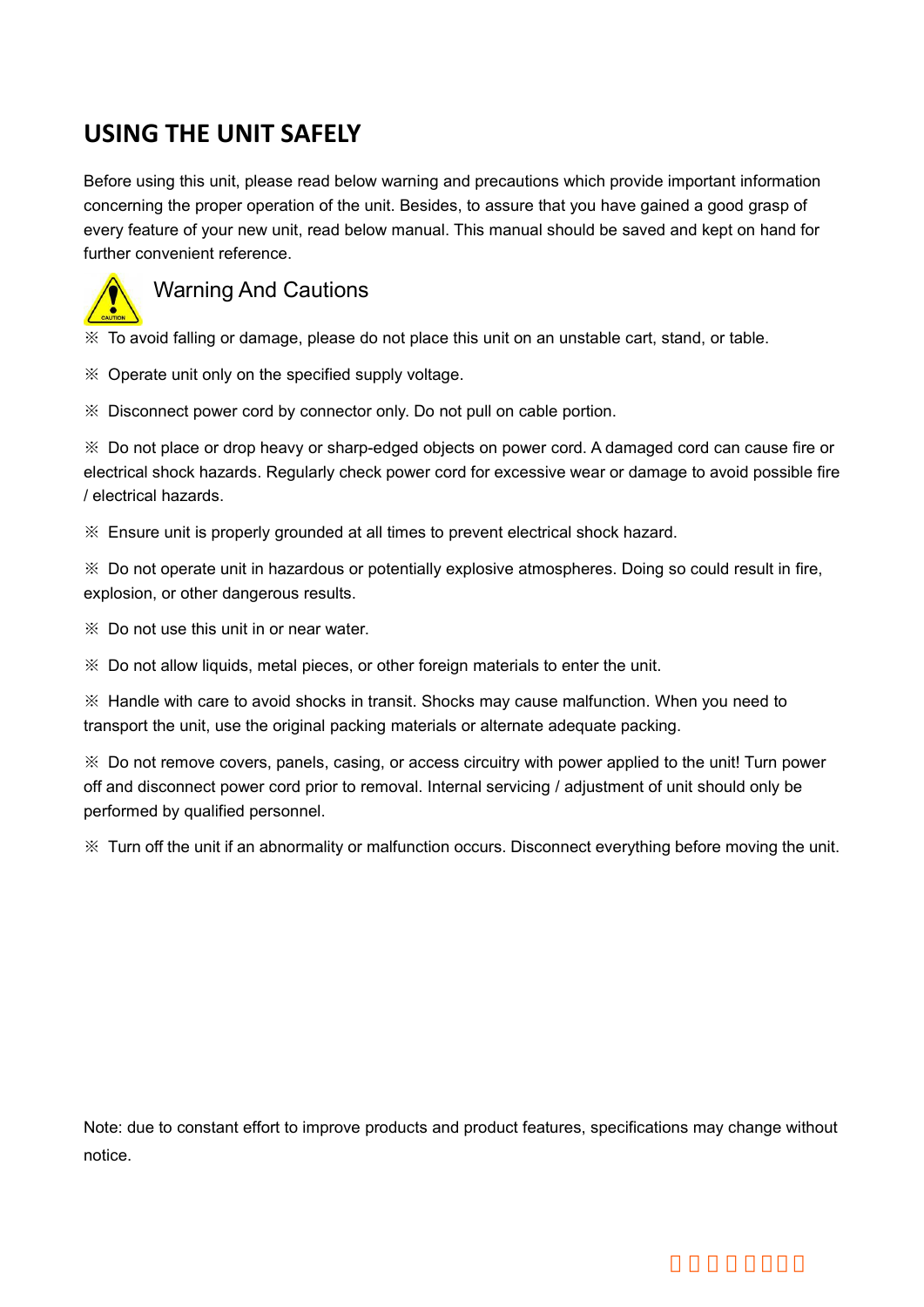# USING THE UNIT SAFELY

Before using this unit, please read below warning and precautions which provide important information concerning the proper operation of the unit. Besides, to assure that you have gained a good grasp of every feature of your new unit, read below manual. This manual should be saved and kept on hand for further convenient reference.

## Warning And Cautions

※ To avoid falling or damage, please do not place this unit on an unstable cart, stand, or table.

※ Operate unit only on the specified supply voltage.

※ Disconnect power cord by connector only. Do not pull on cable portion.

※ Do not place or drop heavy or sharp-edged objects on power cord. A damaged cord can cause fire or electrical shock hazards. Regularly check power cord for excessive wear or damage to avoid possible fire / electrical hazards.

※ Ensure unit is properly grounded at all times to prevent electrical shock hazard.

※ Do not operate unit in hazardous or potentially explosive atmospheres. Doing so could result in fire, explosion, or other dangerous results.

※ Do not use this unit in or near water.

※ Do not allow liquids, metal pieces, or other foreign materials to enter the unit.

※ Handle with care to avoid shocks in transit. Shocks may cause malfunction. When you need to transport the unit, use the original packing materials or alternate adequate packing.

※ Do not remove covers, panels, casing, or access circuitry with power applied to the unit! Turn power off and disconnect power cord prior to removal. Internal servicing / adjustment of unit should only be performed by qualified personnel.

※ Turn off the unit if an abnormality or malfunction occurs. Disconnect everything before moving the unit.

Note: due to constant effort to improve products and product features, specifications may change without notice.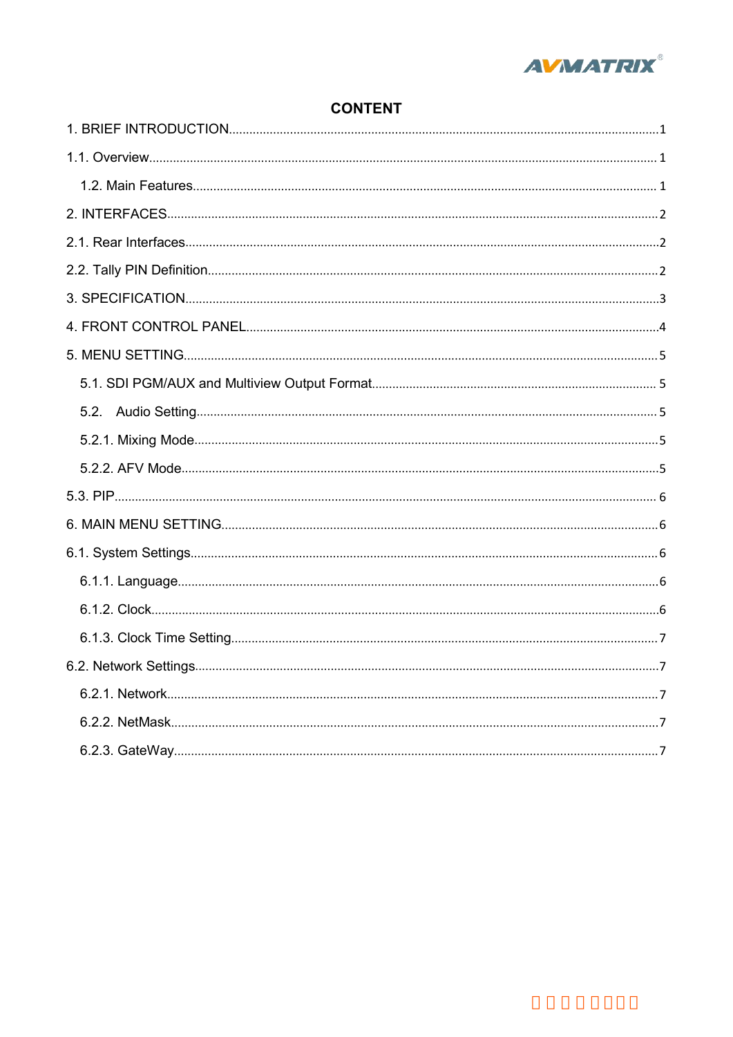# CONTENT

1. BRIEF INTRODUCTION.....1

1.1. Overview.....1

1.2. Main Features.....1

2. INTERFACES.....2

2.1. Rear Interfaces.....2

2.2. Tally PIN Definition.....2

3. SPECIFICATION.....3

4. FRONT CONTROL PANEL.....4

5. MENU SETTING.....5

5.1. SDI PGM/AUX and Multiview Output Format.....5

5.2. Audio Setting.....5

5.2.1. Mixing Mode.....5

5.2.2. AFV Mode.....5

5.3. PIP.....6

6. MAIN MENU SETTING.....6

6.1. System Settings.....6

6.1.1. Language.....6

6.1.2. Clock.....6

6.1.3. Clock Time Setting.....7

6.2. Network Settings.....7

6.2.1. Network.....7

6.2.2. NetMask.....7

6.2.3. GateWay.....7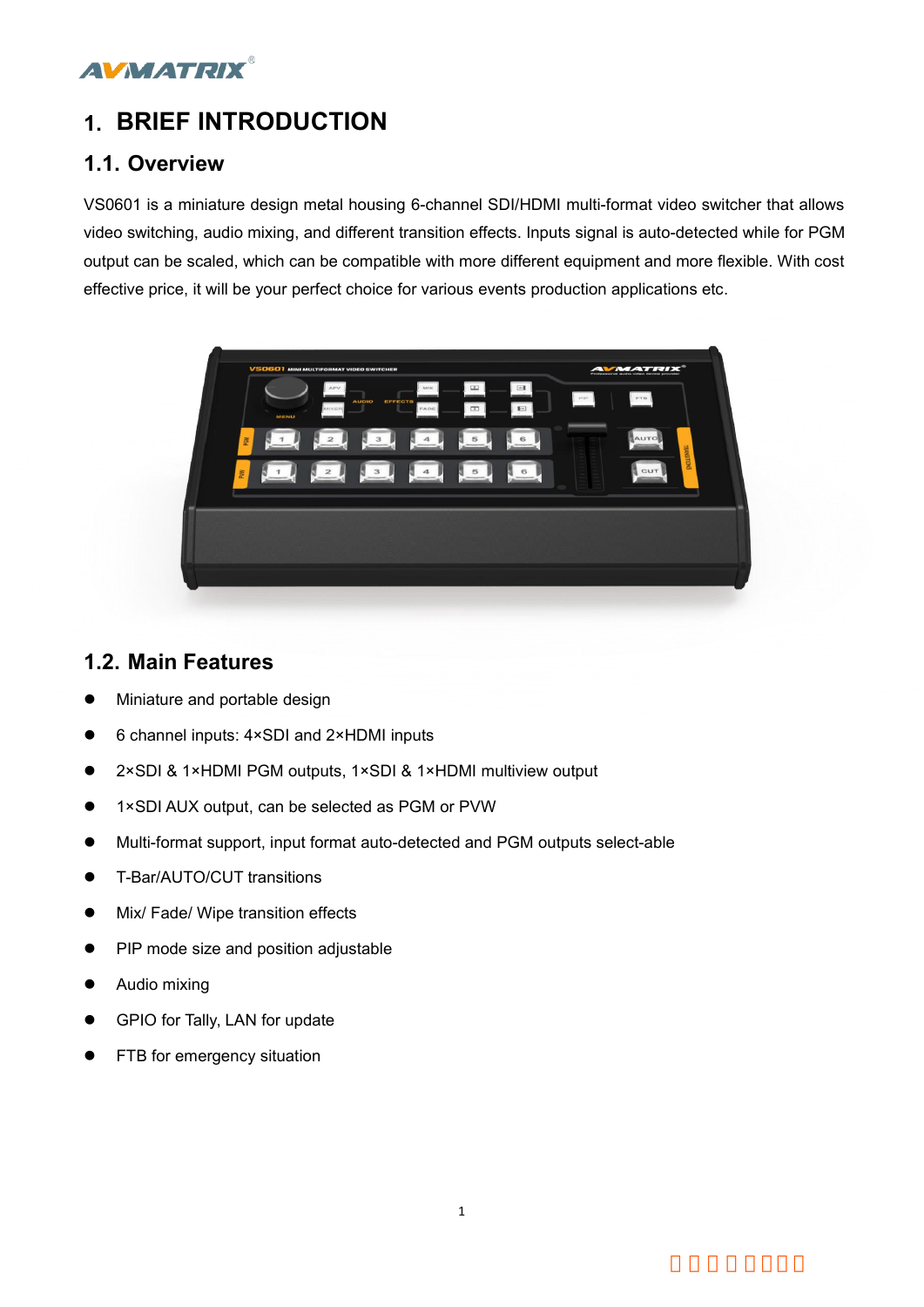# 1. BRIEF INTRODUCTION

## 1.1. Overview

VS0601 is a miniature design metal housing 6-channel SDI/HDMI multi-format video switcher that allows video switching, audio mixing, and different transition effects. Inputs signal is auto-detected while for PGM output can be scaled, which can be compatible with more different equipment and more flexible. With cost effective price, it will be your perfect choice for various events production applications etc.

## 1.2. Main Features

- Miniature and portable design
- 6 channel inputs: 4×SDI and 2×HDMI inputs
- 2×SDI & 1×HDMI PGM outputs, 1×SDI & 1×HDMI multiview output
- 1×SDI AUX output, can be selected as PGM or PVW
- Multi-format support, input format auto-detected and PGM outputs select-able
- T-Bar/AUTO/CUT transitions
- Mix/ Fade/ Wipe transition effects
- PIP mode size and position adjustable
- Audio mixing
- GPIO for Tally, LAN for update
- FTB for emergency situation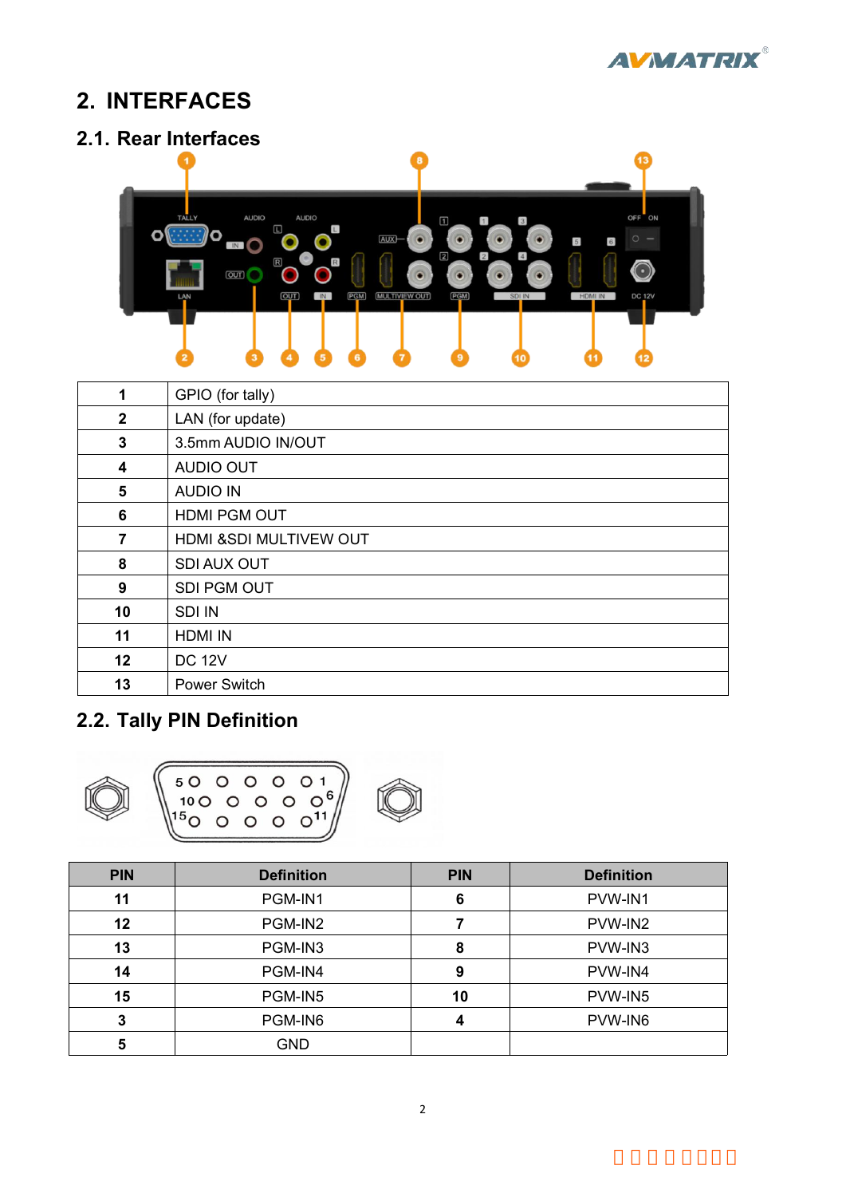## 2. INTERFACES

### 2.1. Rear Interfaces

| | |
|---|---|
| 1 | GPIO (for tally) |
| 2 | LAN (for update) |
| 3 | 3.5mm AUDIO IN/OUT |
| 4 | AUDIO OUT |
| 5 | AUDIO IN |
| 6 | HDMI PGM OUT |
| 7 | HDMI &SDI MULTIVEW OUT |
| 8 | SDI AUX OUT |
| 9 | SDI PGM OUT |
| 10 | SDI IN |
| 11 | HDMI IN |
| 12 | DC 12V |
| 13 | Power Switch |

### 2.2. Tally PIN Definition

| PIN | Definition | PIN | Definition |
|---|---|---|---|
| 11 | PGM-IN1 | 6 | PVW-IN1 |
| 12 | PGM-IN2 | 7 | PVW-IN2 |
| 13 | PGM-IN3 | 8 | PVW-IN3 |
| 14 | PGM-IN4 | 9 | PVW-IN4 |
| 15 | PGM-IN5 | 10 | PVW-IN5 |
| 3 | PGM-IN6 | 4 | PVW-IN6 |
| 5 | GND | | |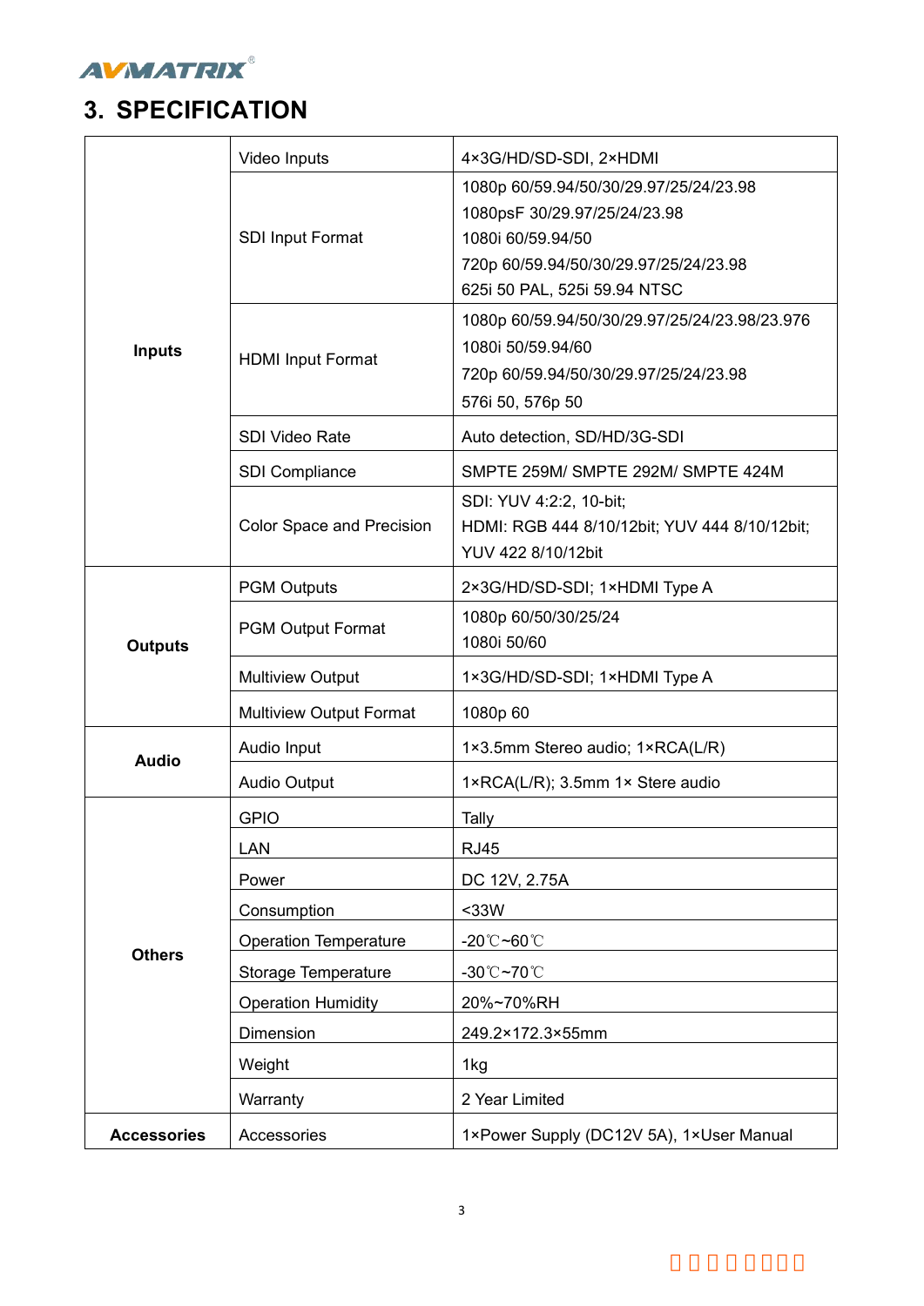# 3. SPECIFICATION

| | | |
|---|---|---|
| **Inputs** | Video Inputs | 4×3G/HD/SD-SDI, 2×HDMI |
| | SDI Input Format | 1080p 60/59.94/50/30/29.97/25/24/23.98<br>1080psF 30/29.97/25/24/23.98<br>1080i 60/59.94/50<br>720p 60/59.94/50/30/29.97/25/24/23.98<br>625i 50 PAL, 525i 59.94 NTSC |
| | HDMI Input Format | 1080p 60/59.94/50/30/29.97/25/24/23.98/23.976<br>1080i 50/59.94/60<br>720p 60/59.94/50/30/29.97/25/24/23.98<br>576i 50, 576p 50 |
| | SDI Video Rate | Auto detection, SD/HD/3G-SDI |
| | SDI Compliance | SMPTE 259M/ SMPTE 292M/ SMPTE 424M |
| | Color Space and Precision | SDI: YUV 4:2:2, 10-bit;<br>HDMI: RGB 444 8/10/12bit; YUV 444 8/10/12bit;<br>YUV 422 8/10/12bit |
| **Outputs** | PGM Outputs | 2×3G/HD/SD-SDI; 1×HDMI Type A |
| | PGM Output Format | 1080p 60/50/30/25/24<br>1080i 50/60 |
| | Multiview Output | 1×3G/HD/SD-SDI; 1×HDMI Type A |
| | Multiview Output Format | 1080p 60 |
| **Audio** | Audio Input | 1×3.5mm Stereo audio; 1×RCA(L/R) |
| | Audio Output | 1×RCA(L/R); 3.5mm 1× Stere audio |
| **Others** | GPIO | Tally |
| | LAN | RJ45 |
| | Power | DC 12V, 2.75A |
| | Consumption | <33W |
| | Operation Temperature | -20℃~60℃ |
| | Storage Temperature | -30℃~70℃ |
| | Operation Humidity | 20%~70%RH |
| | Dimension | 249.2×172.3×55mm |
| | Weight | 1kg |
| | Warranty | 2 Year Limited |
| **Accessories** | Accessories | 1×Power Supply (DC12V 5A), 1×User Manual |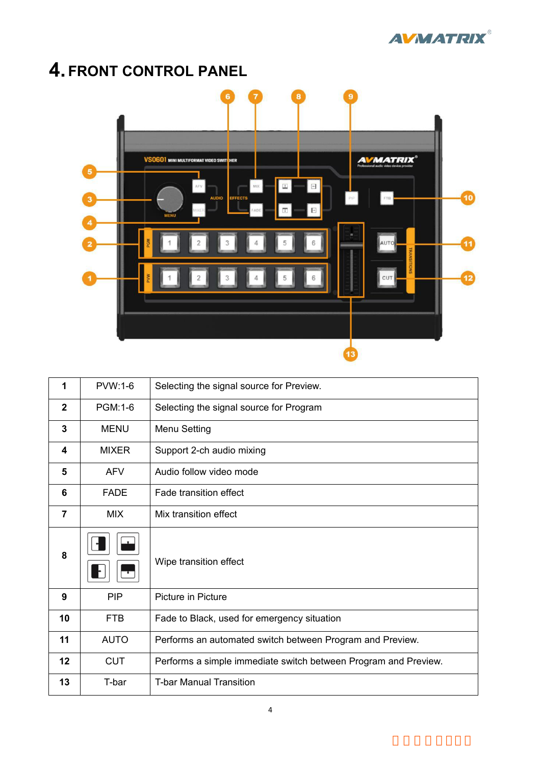# 4. FRONT CONTROL PANEL

| 1 | PVW:1-6 | Selecting the signal source for Preview. |
|---|---|---|
| 2 | PGM:1-6 | Selecting the signal source for Program |
| 3 | MENU | Menu Setting |
| 4 | MIXER | Support 2-ch audio mixing |
| 5 | AFV | Audio follow video mode |
| 6 | FADE | Fade transition effect |
| 7 | MIX | Mix transition effect |
| 8 | | Wipe transition effect |
| 9 | PIP | Picture in Picture |
| 10 | FTB | Fade to Black, used for emergency situation |
| 11 | AUTO | Performs an automated switch between Program and Preview. |
| 12 | CUT | Performs a simple immediate switch between Program and Preview. |
| 13 | T-bar | T-bar Manual Transition |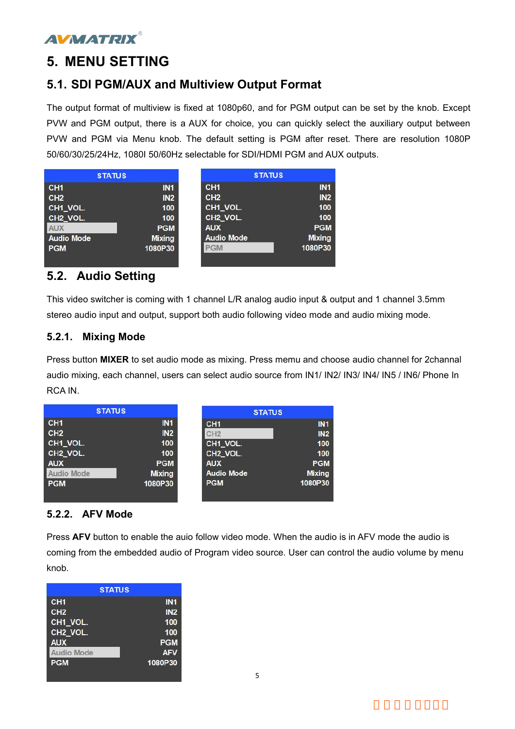# 5. MENU SETTING

## 5.1. SDI PGM/AUX and Multiview Output Format

The output format of multiview is fixed at 1080p60, and for PGM output can be set by the knob. Except PVW and PGM output, there is a AUX for choice, you can quickly select the auxiliary output between PVW and PGM via Menu knob. The default setting is PGM after reset. There are resolution 1080P 50/60/30/25/24Hz, 1080I 50/60Hz selectable for SDI/HDMI PGM and AUX outputs.

| STATUS | |
|---|---|
| CH1 | IN1 |
| CH2 | IN2 |
| CH1_VOL. | 100 |
| CH2_VOL. | 100 |
| AUX | PGM |
| Audio Mode | Mixing |
| PGM | 1080P30 |

| STATUS | |
|---|---|
| CH1 | IN1 |
| CH2 | IN2 |
| CH1_VOL. | 100 |
| CH2_VOL. | 100 |
| AUX | PGM |
| Audio Mode | Mixing |
| PGM | 1080P30 |

## 5.2. Audio Setting

This video switcher is coming with 1 channel L/R analog audio input & output and 1 channel 3.5mm stereo audio input and output, support both audio following video mode and audio mixing mode.

### 5.2.1. Mixing Mode

Press button **MIXER** to set audio mode as mixing. Press memu and choose audio channel for 2channal audio mixing, each channel, users can select audio source from IN1/ IN2/ IN3/ IN4/ IN5 / IN6/ Phone In RCA IN.

| STATUS | |
|---|---|
| CH1 | IN1 |
| CH2 | IN2 |
| CH1_VOL. | 100 |
| CH2_VOL. | 100 |
| AUX | PGM |
| Audio Mode | Mixing |
| PGM | 1080P30 |

| STATUS | |
|---|---|
| CH1 | IN1 |
| CH2 | IN2 |
| CH1_VOL. | 100 |
| CH2_VOL. | 100 |
| AUX | PGM |
| Audio Mode | Mixing |
| PGM | 1080P30 |

### 5.2.2. AFV Mode

Press **AFV** button to enable the auio follow video mode. When the audio is in AFV mode the audio is coming from the embedded audio of Program video source. User can control the audio volume by menu knob.

| STATUS | |
|---|---|
| CH1 | IN1 |
| CH2 | IN2 |
| CH1_VOL. | 100 |
| CH2_VOL. | 100 |
| AUX | PGM |
| Audio Mode | AFV |
| PGM | 1080P30 |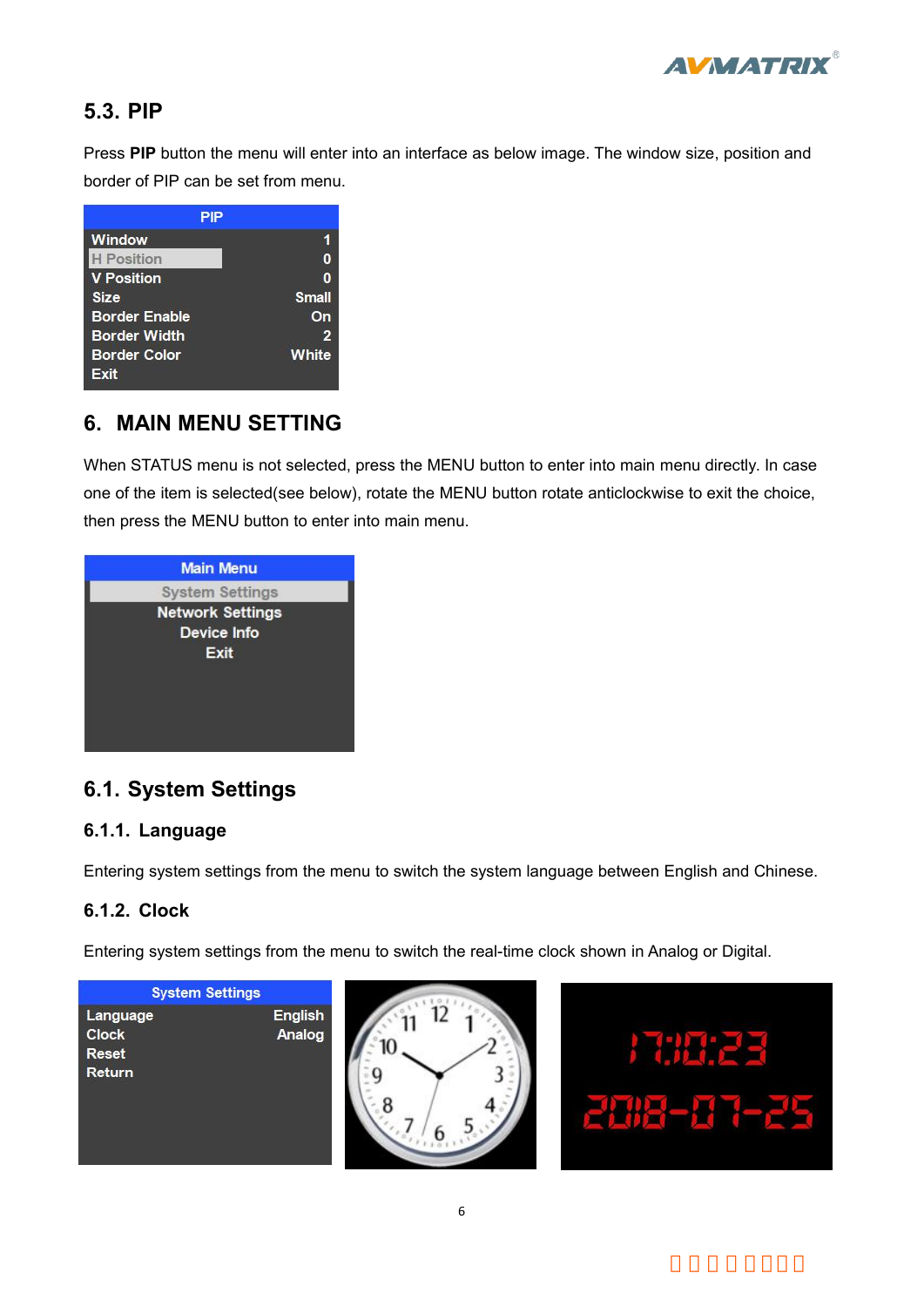## 5.3. PIP

Press **PIP** button the menu will enter into an interface as below image. The window size, position and border of PIP can be set from menu.

| PIP | |
|---|---|
| Window | 1 |
| H Position | 0 |
| V Position | 0 |
| Size | Small |
| Border Enable | On |
| Border Width | 2 |
| Border Color | White |
| Exit | |

# 6. MAIN MENU SETTING

When STATUS menu is not selected, press the MENU button to enter into main menu directly. In case one of the item is selected(see below), rotate the MENU button rotate anticlockwise to exit the choice, then press the MENU button to enter into main menu.

| Main Menu |
|---|
| System Settings |
| Network Settings |
| Device Info |
| Exit |

## 6.1. System Settings

### 6.1.1. Language

Entering system settings from the menu to switch the system language between English and Chinese.

### 6.1.2. Clock

Entering system settings from the menu to switch the real-time clock shown in Analog or Digital.

| System Settings | |
|---|---|
| Language | English |
| Clock | Analog |
| Reset | |
| Return | |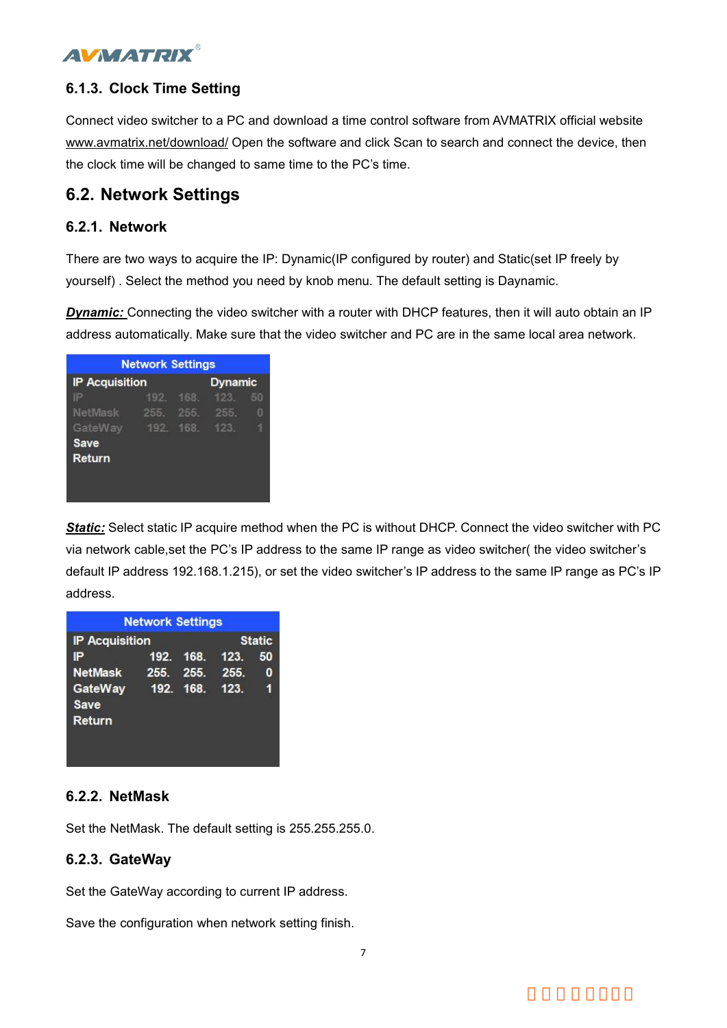### 6.1.3. Clock Time Setting

Connect video switcher to a PC and download a time control software from AVMATRIX official website www.avmatrix.net/download/ Open the software and click Scan to search and connect the device, then the clock time will be changed to same time to the PC's time.

## 6.2. Network Settings

### 6.2.1. Network

There are two ways to acquire the IP: Dynamic(IP configured by router) and Static(set IP freely by yourself) . Select the method you need by knob menu. The default setting is Daynamic.

***Dynamic:*** Connecting the video switcher with a router with DHCP features, then it will auto obtain an IP address automatically. Make sure that the video switcher and PC are in the same local area network.

Network Settings

| | | | | |
|---|---|---|---|---|
| IP Acquisition | | Dynamic | | |
| IP | 192. | 168. | 123. | 50 |
| NetMask | 255. | 255. | 255. | 0 |
| GateWay | 192. | 168. | 123. | 1 |
| Save | | | | |
| Return | | | | |

***Static:*** Select static IP acquire method when the PC is without DHCP. Connect the video switcher with PC via network cable,set the PC's IP address to the same IP range as video switcher( the video switcher's default IP address 192.168.1.215), or set the video switcher's IP address to the same IP range as PC's IP address.

Network Settings

| | | | | |
|---|---|---|---|---|
| IP Acquisition | | | | Static |
| IP | 192. | 168. | 123. | 50 |
| NetMask | 255. | 255. | 255. | 0 |
| GateWay | 192. | 168. | 123. | 1 |
| Save | | | | |
| Return | | | | |

### 6.2.2. NetMask

Set the NetMask. The default setting is 255.255.255.0.

### 6.2.3. GateWay

Set the GateWay according to current IP address.

Save the configuration when network setting finish.